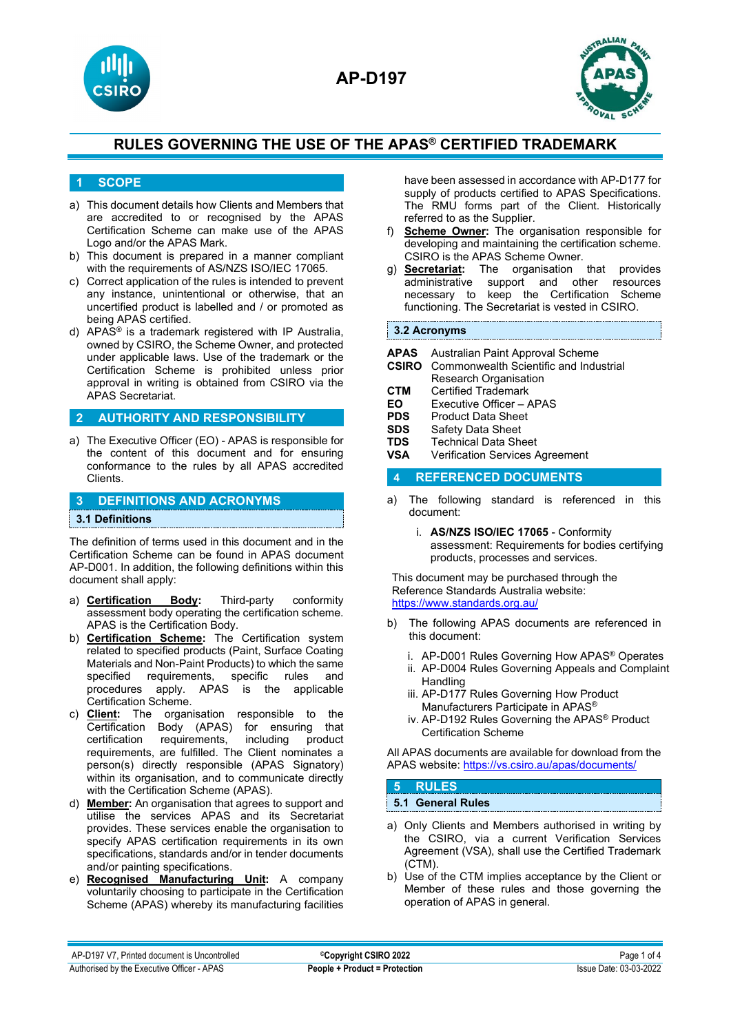# AP-D197

## RULES GOVERNING THE USE OF THE APAS® CERTIFIED TRADEMARK

## 1 SCOPE

a) This document details how Clients and Members that are accredited to or recognised by the APAS Certification Scheme can make use of the APAS Logo and/or the APAS Mark.

b) This document is prepared in a manner compliant with the requirements of AS/NZS ISO/IEC 17065.

c) Correct application of the rules is intended to prevent any instance, unintentional or otherwise, that an uncertified product is labelled and / or promoted as being APAS certified.

d) APAS® is a trademark registered with IP Australia, owned by CSIRO, the Scheme Owner, and protected under applicable laws. Use of the trademark or the Certification Scheme is prohibited unless prior approval in writing is obtained from CSIRO via the APAS Secretariat.

## 2 AUTHORITY AND RESPONSIBILITY

a) The Executive Officer (EO) - APAS is responsible for the content of this document and for ensuring conformance to the rules by all APAS accredited Clients.

## 3 DEFINITIONS AND ACRONYMS

### 3.1 Definitions

The definition of terms used in this document and in the Certification Scheme can be found in APAS document AP-D001. In addition, the following definitions within this document shall apply:

a) **Certification Body:** Third-party conformity assessment body operating the certification scheme. APAS is the Certification Body.

b) **Certification Scheme:** The Certification system related to specified products (Paint, Surface Coating Materials and Non-Paint Products) to which the same specified requirements, specific rules and procedures apply. APAS is the applicable Certification Scheme.

c) **Client:** The organisation responsible to the Certification Body (APAS) for ensuring that certification requirements, including product requirements, are fulfilled. The Client nominates a person(s) directly responsible (APAS Signatory) within its organisation, and to communicate directly with the Certification Scheme (APAS).

d) **Member:** An organisation that agrees to support and utilise the services APAS and its Secretariat provides. These services enable the organisation to specify APAS certification requirements in its own specifications, standards and/or in tender documents and/or painting specifications.

e) **Recognised Manufacturing Unit:** A company voluntarily choosing to participate in the Certification Scheme (APAS) whereby its manufacturing facilities have been assessed in accordance with AP-D177 for supply of products certified to APAS Specifications. The RMU forms part of the Client. Historically referred to as the Supplier.

f) **Scheme Owner:** The organisation responsible for developing and maintaining the certification scheme. CSIRO is the APAS Scheme Owner.

g) **Secretariat:** The organisation that provides administrative support and other resources necessary to keep the Certification Scheme functioning. The Secretariat is vested in CSIRO.

### 3.2 Acronyms

| | |
|---|---|
| **APAS** | Australian Paint Approval Scheme |
| **CSIRO** | Commonwealth Scientific and Industrial Research Organisation |
| **CTM** | Certified Trademark |
| **EO** | Executive Officer – APAS |
| **PDS** | Product Data Sheet |
| **SDS** | Safety Data Sheet |
| **TDS** | Technical Data Sheet |
| **VSA** | Verification Services Agreement |

## 4 REFERENCED DOCUMENTS

a) The following standard is referenced in this document:

   i. **AS/NZS ISO/IEC 17065** - Conformity assessment: Requirements for bodies certifying products, processes and services.

This document may be purchased through the Reference Standards Australia website: https://www.standards.org.au/

b) The following APAS documents are referenced in this document:

   i. AP-D001 Rules Governing How APAS® Operates
   ii. AP-D004 Rules Governing Appeals and Complaint Handling
   iii. AP-D177 Rules Governing How Product Manufacturers Participate in APAS®
   iv. AP-D192 Rules Governing the APAS® Product Certification Scheme

All APAS documents are available for download from the APAS website: https://vs.csiro.au/apas/documents/

## 5 RULES

### 5.1 General Rules

a) Only Clients and Members authorised in writing by the CSIRO, via a current Verification Services Agreement (VSA), shall use the Certified Trademark (CTM).

b) Use of the CTM implies acceptance by the Client or Member of these rules and those governing the operation of APAS in general.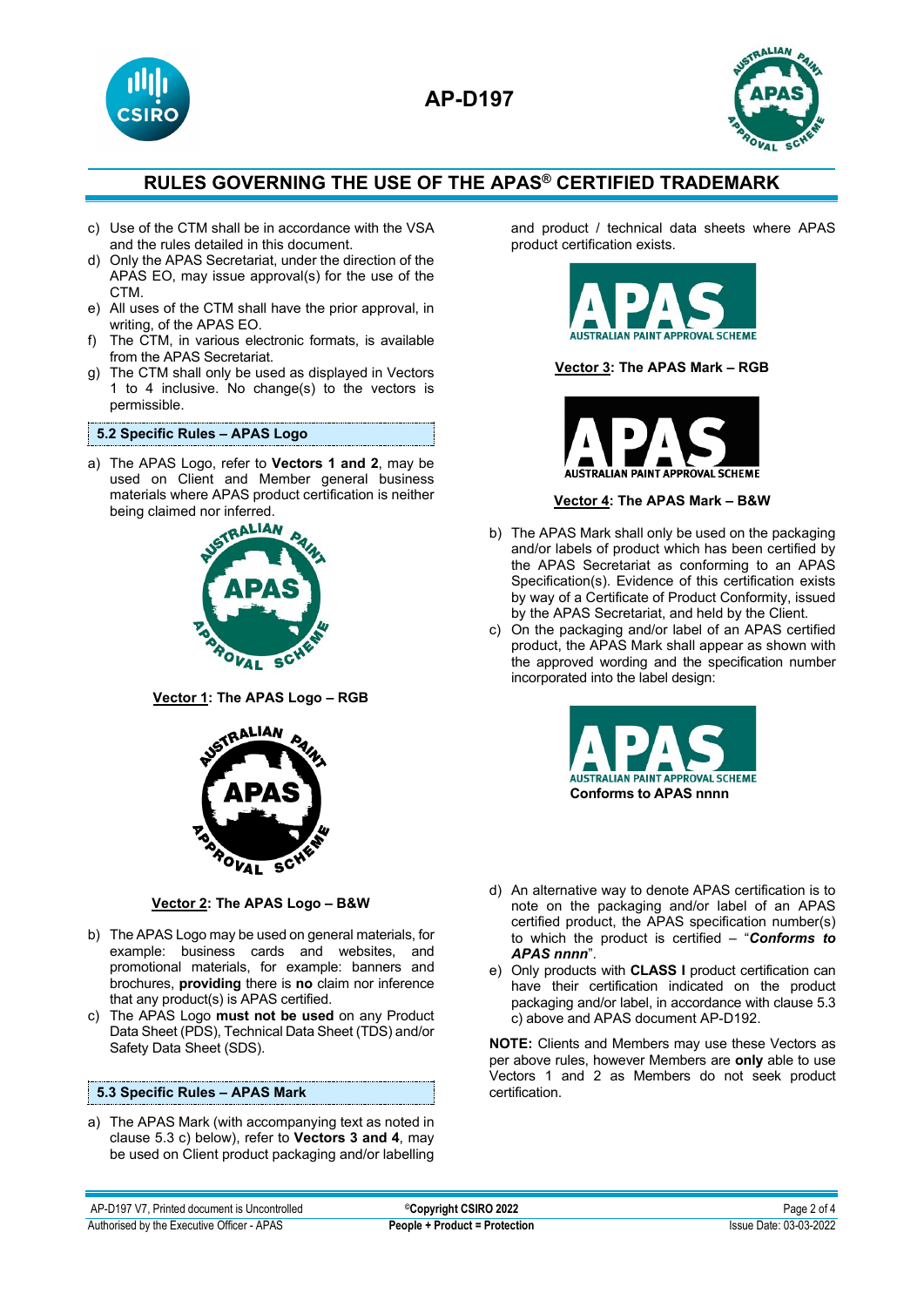# RULES GOVERNING THE USE OF THE APAS® CERTIFIED TRADEMARK

c) Use of the CTM shall be in accordance with the VSA and the rules detailed in this document.

d) Only the APAS Secretariat, under the direction of the APAS EO, may issue approval(s) for the use of the CTM.

e) All uses of the CTM shall have the prior approval, in writing, of the APAS EO.

f) The CTM, in various electronic formats, is available from the APAS Secretariat.

g) The CTM shall only be used as displayed in Vectors 1 to 4 inclusive. No change(s) to the vectors is permissible.

### 5.2 Specific Rules – APAS Logo

a) The APAS Logo, refer to **Vectors 1 and 2**, may be used on Client and Member general business materials where APAS product certification is neither being claimed nor inferred.

**Vector 1: The APAS Logo – RGB**

**Vector 2: The APAS Logo – B&W**

b) The APAS Logo may be used on general materials, for example: business cards and websites, and promotional materials, for example: banners and brochures, **providing** there is **no** claim nor inference that any product(s) is APAS certified.

c) The APAS Logo **must not be used** on any Product Data Sheet (PDS), Technical Data Sheet (TDS) and/or Safety Data Sheet (SDS).

### 5.3 Specific Rules – APAS Mark

a) The APAS Mark (with accompanying text as noted in clause 5.3 c) below), refer to **Vectors 3 and 4**, may be used on Client product packaging and/or labelling and product / technical data sheets where APAS product certification exists.

**Vector 3: The APAS Mark – RGB**

**Vector 4: The APAS Mark – B&W**

b) The APAS Mark shall only be used on the packaging and/or labels of product which has been certified by the APAS Secretariat as conforming to an APAS Specification(s). Evidence of this certification exists by way of a Certificate of Product Conformity, issued by the APAS Secretariat, and held by the Client.

c) On the packaging and/or label of an APAS certified product, the APAS Mark shall appear as shown with the approved wording and the specification number incorporated into the label design:

**Conforms to APAS nnnn**

d) An alternative way to denote APAS certification is to note on the packaging and/or label of an APAS certified product, the APAS specification number(s) to which the product is certified – "***Conforms to APAS nnnn***".

e) Only products with **CLASS I** product certification can have their certification indicated on the product packaging and/or label, in accordance with clause 5.3 c) above and APAS document AP-D192.

**NOTE:** Clients and Members may use these Vectors as per above rules, however Members are **only** able to use Vectors 1 and 2 as Members do not seek product certification.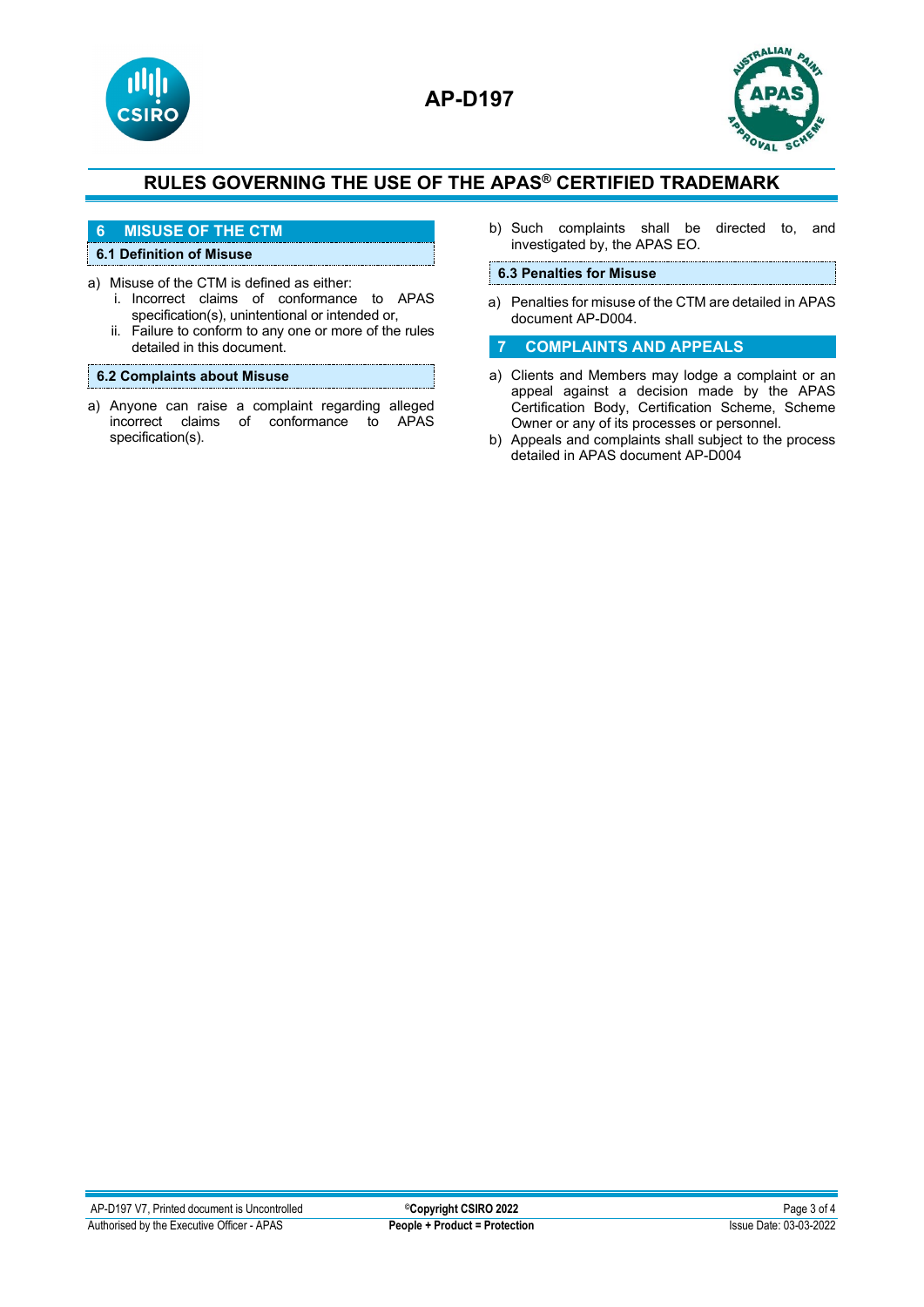# RULES GOVERNING THE USE OF THE APAS® CERTIFIED TRADEMARK

## 6 MISUSE OF THE CTM

### 6.1 Definition of Misuse

a) Misuse of the CTM is defined as either:
   i. Incorrect claims of conformance to APAS specification(s), unintentional or intended or,
   ii. Failure to conform to any one or more of the rules detailed in this document.

### 6.2 Complaints about Misuse

a) Anyone can raise a complaint regarding alleged incorrect claims of conformance to APAS specification(s).

b) Such complaints shall be directed to, and investigated by, the APAS EO.

### 6.3 Penalties for Misuse

a) Penalties for misuse of the CTM are detailed in APAS document AP-D004.

## 7 COMPLAINTS AND APPEALS

a) Clients and Members may lodge a complaint or an appeal against a decision made by the APAS Certification Body, Certification Scheme, Scheme Owner or any of its processes or personnel.

b) Appeals and complaints shall subject to the process detailed in APAS document AP-D004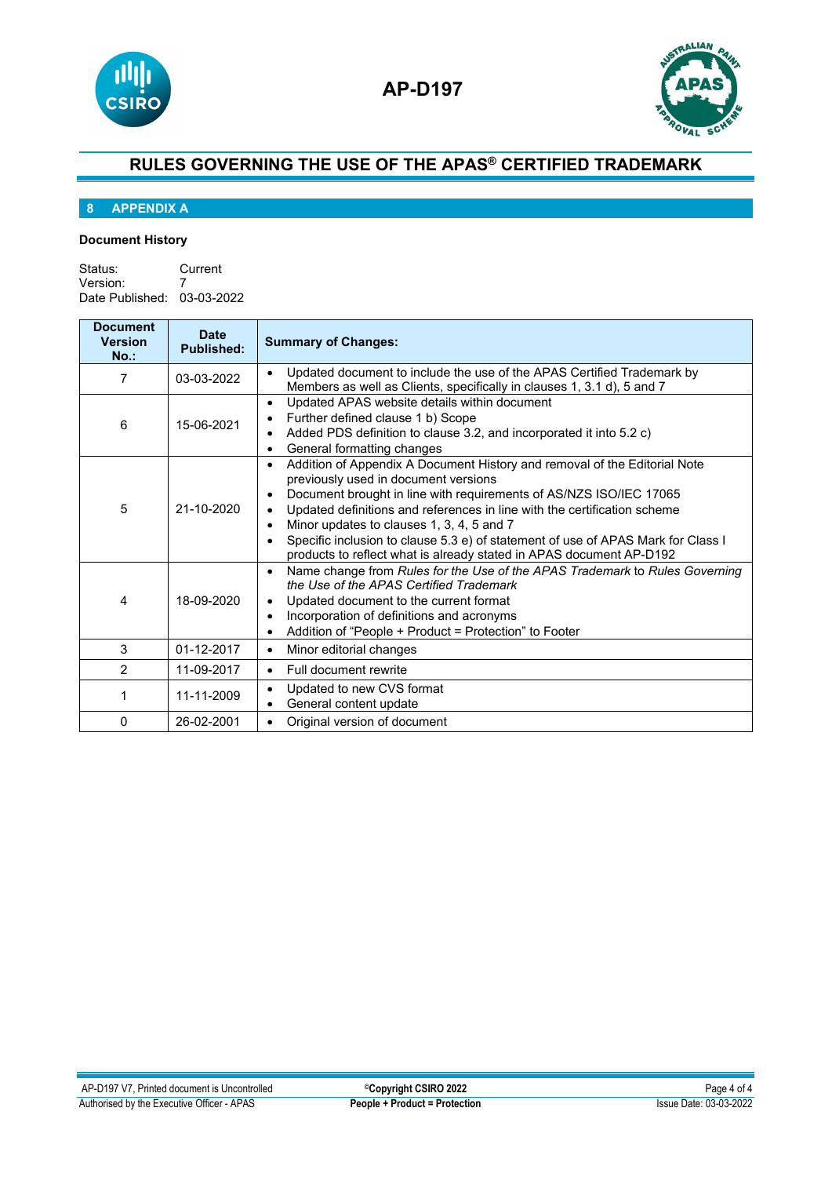## 8 APPENDIX A

**Document History**

Status: Current
Version: 7
Date Published: 03-03-2022

| Document Version No.: | Date Published: | Summary of Changes: |
|---|---|---|
| 7 | 03-03-2022 | • Updated document to include the use of the APAS Certified Trademark by Members as well as Clients, specifically in clauses 1, 3.1 d), 5 and 7 |
| 6 | 15-06-2021 | • Updated APAS website details within document<br>• Further defined clause 1 b) Scope<br>• Added PDS definition to clause 3.2, and incorporated it into 5.2 c)<br>• General formatting changes |
| 5 | 21-10-2020 | • Addition of Appendix A Document History and removal of the Editorial Note previously used in document versions<br>• Document brought in line with requirements of AS/NZS ISO/IEC 17065<br>• Updated definitions and references in line with the certification scheme<br>• Minor updates to clauses 1, 3, 4, 5 and 7<br>• Specific inclusion to clause 5.3 e) of statement of use of APAS Mark for Class I products to reflect what is already stated in APAS document AP-D192 |
| 4 | 18-09-2020 | • Name change from *Rules for the Use of the APAS Trademark* to *Rules Governing the Use of the APAS Certified Trademark*<br>• Updated document to the current format<br>• Incorporation of definitions and acronyms<br>• Addition of "People + Product = Protection" to Footer |
| 3 | 01-12-2017 | • Minor editorial changes |
| 2 | 11-09-2017 | • Full document rewrite |
| 1 | 11-11-2009 | • Updated to new CVS format<br>• General content update |
| 0 | 26-02-2001 | • Original version of document |